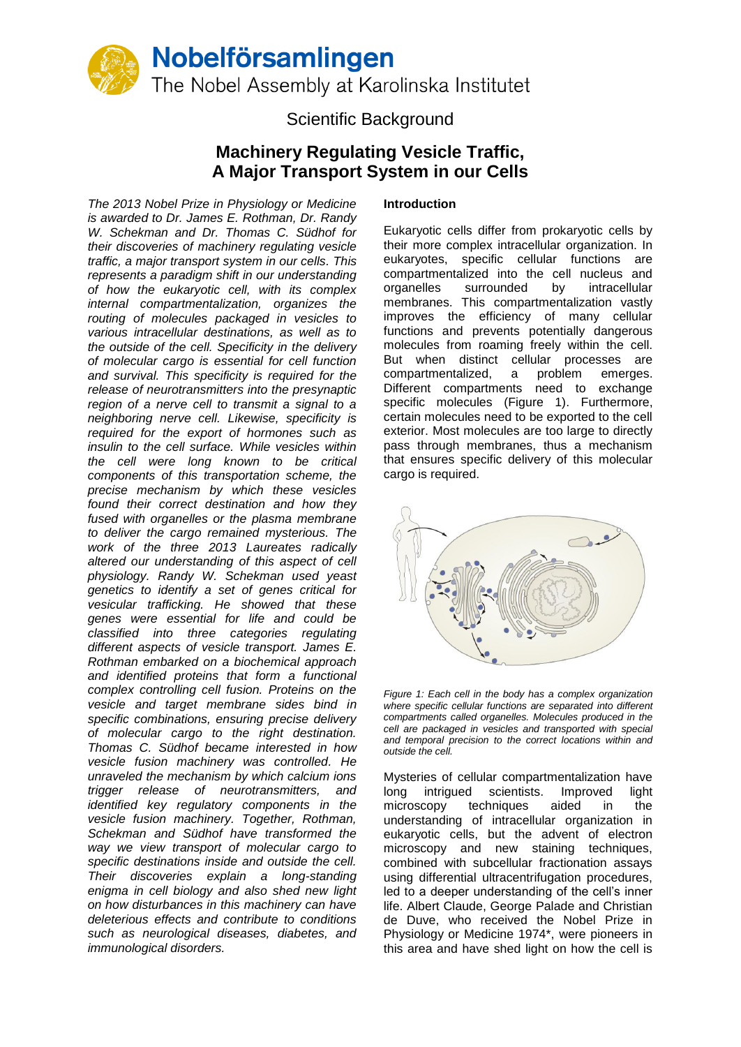# Nobelförsamlingen

The Nobel Assembly at Karolinska Institutet

Scientific Background

## Machinery Regulating Vesicle Traffic, A Major Transport System in our Cells

*The 2013 Nobel Prize in Physiology or Medicine is awarded to Dr. James E. Rothman, Dr. Randy W. Schekman and Dr. Thomas C. Südhof for their discoveries of machinery regulating vesicle traffic, a major transport system in our cells. This represents a paradigm shift in our understanding of how the eukaryotic cell, with its complex internal compartmentalization, organizes the routing of molecules packaged in vesicles to various intracellular destinations, as well as to the outside of the cell. Specificity in the delivery of molecular cargo is essential for cell function and survival. This specificity is required for the release of neurotransmitters into the presynaptic region of a nerve cell to transmit a signal to a neighboring nerve cell. Likewise, specificity is required for the export of hormones such as insulin to the cell surface. While vesicles within the cell were long known to be critical components of this transportation scheme, the precise mechanism by which these vesicles found their correct destination and how they fused with organelles or the plasma membrane to deliver the cargo remained mysterious. The work of the three 2013 Laureates radically altered our understanding of this aspect of cell physiology. Randy W. Schekman used yeast genetics to identify a set of genes critical for vesicular trafficking. He showed that these genes were essential for life and could be classified into three categories regulating different aspects of vesicle transport. James E. Rothman embarked on a biochemical approach and identified proteins that form a functional complex controlling cell fusion. Proteins on the vesicle and target membrane sides bind in specific combinations, ensuring precise delivery of molecular cargo to the right destination. Thomas C. Südhof became interested in how vesicle fusion machinery was controlled. He unraveled the mechanism by which calcium ions trigger release of neurotransmitters, and identified key regulatory components in the vesicle fusion machinery. Together, Rothman, Schekman and Südhof have transformed the way we view transport of molecular cargo to specific destinations inside and outside the cell. Their discoveries explain a long-standing enigma in cell biology and also shed new light on how disturbances in this machinery can have deleterious effects and contribute to conditions such as neurological diseases, diabetes, and immunological disorders.*

### Introduction

Eukaryotic cells differ from prokaryotic cells by their more complex intracellular organization. In eukaryotes, specific cellular functions are compartmentalized into the cell nucleus and organelles surrounded by intracellular membranes. This compartmentalization vastly improves the efficiency of many cellular functions and prevents potentially dangerous molecules from roaming freely within the cell. But when distinct cellular processes are compartmentalized, a problem emerges. Different compartments need to exchange specific molecules (Figure 1). Furthermore, certain molecules need to be exported to the cell exterior. Most molecules are too large to directly pass through membranes, thus a mechanism that ensures specific delivery of this molecular cargo is required.

*Figure 1: Each cell in the body has a complex organization where specific cellular functions are separated into different compartments called organelles. Molecules produced in the cell are packaged in vesicles and transported with special and temporal precision to the correct locations within and outside the cell.*

Mysteries of cellular compartmentalization have long intrigued scientists. Improved light microscopy techniques aided in the understanding of intracellular organization in eukaryotic cells, but the advent of electron microscopy and new staining techniques, combined with subcellular fractionation assays using differential ultracentrifugation procedures, led to a deeper understanding of the cell's inner life. Albert Claude, George Palade and Christian de Duve, who received the Nobel Prize in Physiology or Medicine 1974*, were pioneers in this area and have shed light on how the cell is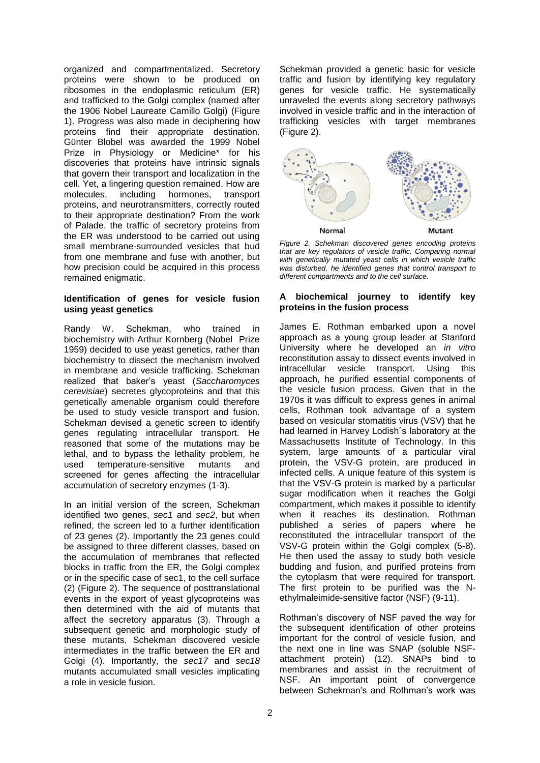organized and compartmentalized. Secretory proteins were shown to be produced on ribosomes in the endoplasmic reticulum (ER) and trafficked to the Golgi complex (named after the 1906 Nobel Laureate Camillo Golgi) (Figure 1). Progress was also made in deciphering how proteins find their appropriate destination. Günter Blobel was awarded the 1999 Nobel Prize in Physiology or Medicine* for his discoveries that proteins have intrinsic signals that govern their transport and localization in the cell. Yet, a lingering question remained. How are molecules, including hormones, transport proteins, and neurotransmitters, correctly routed to their appropriate destination? From the work of Palade, the traffic of secretory proteins from the ER was understood to be carried out using small membrane-surrounded vesicles that bud from one membrane and fuse with another, but how precision could be acquired in this process remained enigmatic.

**Identification of genes for vesicle fusion using yeast genetics**

Randy W. Schekman, who trained in biochemistry with Arthur Kornberg (Nobel Prize 1959) decided to use yeast genetics, rather than biochemistry to dissect the mechanism involved in membrane and vesicle trafficking. Schekman realized that baker's yeast (*Saccharomyces cerevisiae*) secretes glycoproteins and that this genetically amenable organism could therefore be used to study vesicle transport and fusion. Schekman devised a genetic screen to identify genes regulating intracellular transport. He reasoned that some of the mutations may be lethal, and to bypass the lethality problem, he used temperature-sensitive mutants and screened for genes affecting the intracellular accumulation of secretory enzymes (1-3).

In an initial version of the screen, Schekman identified two genes, *sec1* and *sec2*, but when refined, the screen led to a further identification of 23 genes (2). Importantly the 23 genes could be assigned to three different classes, based on the accumulation of membranes that reflected blocks in traffic from the ER, the Golgi complex or in the specific case of sec1, to the cell surface (2) (Figure 2). The sequence of posttranslational events in the export of yeast glycoproteins was then determined with the aid of mutants that affect the secretory apparatus (3). Through a subsequent genetic and morphologic study of these mutants, Schekman discovered vesicle intermediates in the traffic between the ER and Golgi (4). Importantly, the *sec17* and *sec18* mutants accumulated small vesicles implicating a role in vesicle fusion.

Schekman provided a genetic basic for vesicle traffic and fusion by identifying key regulatory genes for vesicle traffic. He systematically unraveled the events along secretory pathways involved in vesicle traffic and in the interaction of trafficking vesicles with target membranes (Figure 2).

*Figure 2. Schekman discovered genes encoding proteins that are key regulators of vesicle traffic. Comparing normal with genetically mutated yeast cells in which vesicle traffic was disturbed, he identified genes that control transport to different compartments and to the cell surface.*

**A biochemical journey to identify key proteins in the fusion process**

James E. Rothman embarked upon a novel approach as a young group leader at Stanford University where he developed an *in vitro* reconstitution assay to dissect events involved in intracellular vesicle transport. Using this approach, he purified essential components of the vesicle fusion process. Given that in the 1970s it was difficult to express genes in animal cells, Rothman took advantage of a system based on vesicular stomatitis virus (VSV) that he had learned in Harvey Lodish´s laboratory at the Massachusetts Institute of Technology. In this system, large amounts of a particular viral protein, the VSV-G protein, are produced in infected cells. A unique feature of this system is that the VSV-G protein is marked by a particular sugar modification when it reaches the Golgi compartment, which makes it possible to identify when it reaches its destination. Rothman published a series of papers where he reconstituted the intracellular transport of the VSV-G protein within the Golgi complex (5-8). He then used the assay to study both vesicle budding and fusion, and purified proteins from the cytoplasm that were required for transport. The first protein to be purified was the N-ethylmaleimide-sensitive factor (NSF) (9-11).

Rothman's discovery of NSF paved the way for the subsequent identification of other proteins important for the control of vesicle fusion, and the next one in line was SNAP (soluble NSF-attachment protein) (12). SNAPs bind to membranes and assist in the recruitment of NSF. An important point of convergence between Schekman's and Rothman's work was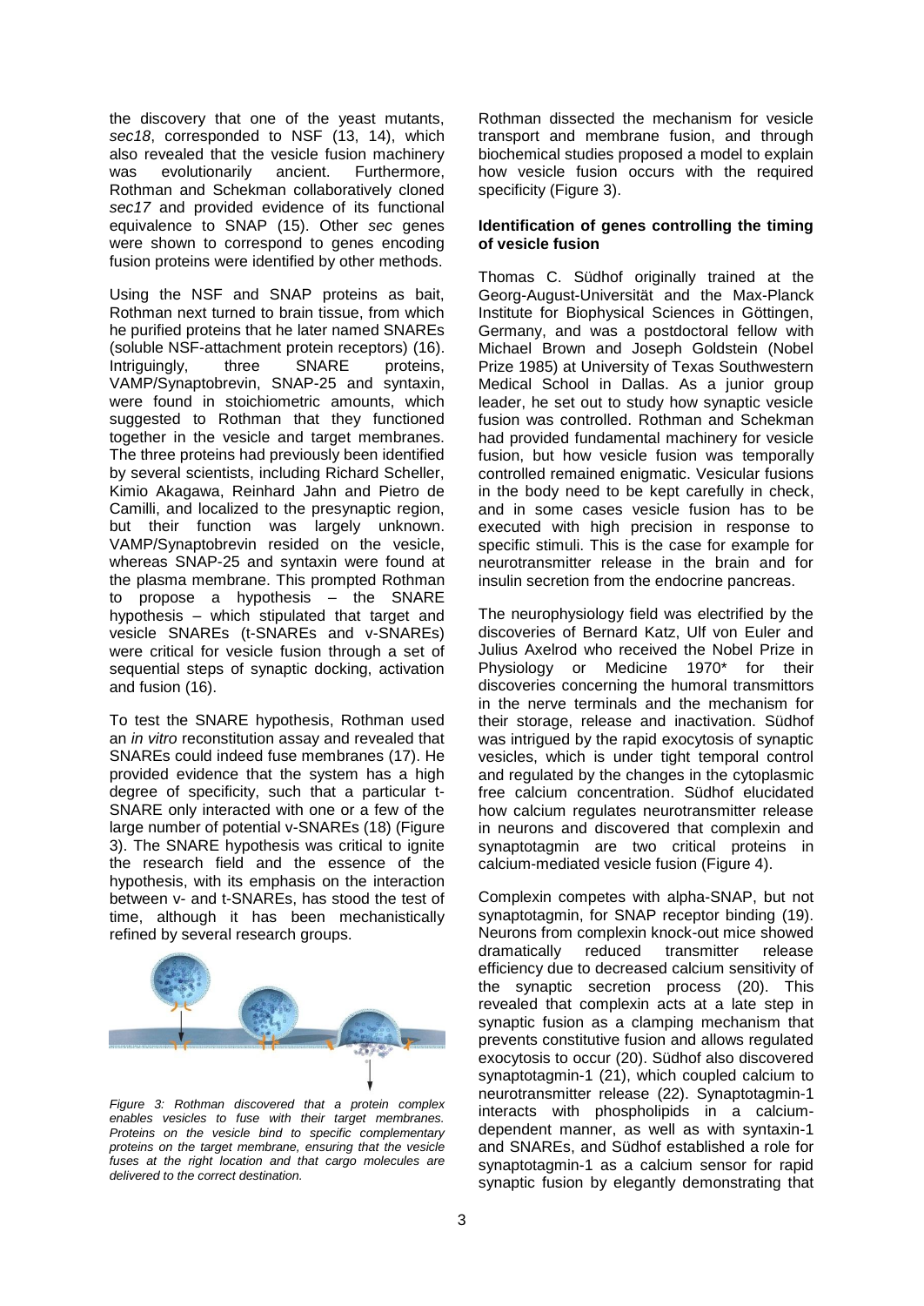the discovery that one of the yeast mutants, *sec18*, corresponded to NSF (13, 14), which also revealed that the vesicle fusion machinery was evolutionarily ancient. Furthermore, Rothman and Schekman collaboratively cloned *sec17* and provided evidence of its functional equivalence to SNAP (15). Other *sec* genes were shown to correspond to genes encoding fusion proteins were identified by other methods.

Using the NSF and SNAP proteins as bait, Rothman next turned to brain tissue, from which he purified proteins that he later named SNAREs (soluble NSF-attachment protein receptors) (16). Intriguingly, three SNARE proteins, VAMP/Synaptobrevin, SNAP-25 and syntaxin, were found in stoichiometric amounts, which suggested to Rothman that they functioned together in the vesicle and target membranes. The three proteins had previously been identified by several scientists, including Richard Scheller, Kimio Akagawa, Reinhard Jahn and Pietro de Camilli, and localized to the presynaptic region, but their function was largely unknown. VAMP/Synaptobrevin resided on the vesicle, whereas SNAP-25 and syntaxin were found at the plasma membrane. This prompted Rothman to propose a hypothesis – the SNARE hypothesis – which stipulated that target and vesicle SNAREs (t-SNAREs and v-SNAREs) were critical for vesicle fusion through a set of sequential steps of synaptic docking, activation and fusion (16).

To test the SNARE hypothesis, Rothman used an *in vitro* reconstitution assay and revealed that SNAREs could indeed fuse membranes (17). He provided evidence that the system has a high degree of specificity, such that a particular t-SNARE only interacted with one or a few of the large number of potential v-SNAREs (18) (Figure 3). The SNARE hypothesis was critical to ignite the research field and the essence of the hypothesis, with its emphasis on the interaction between v- and t-SNAREs, has stood the test of time, although it has been mechanistically refined by several research groups.

*Figure 3: Rothman discovered that a protein complex enables vesicles to fuse with their target membranes. Proteins on the vesicle bind to specific complementary proteins on the target membrane, ensuring that the vesicle fuses at the right location and that cargo molecules are delivered to the correct destination.*

Rothman dissected the mechanism for vesicle transport and membrane fusion, and through biochemical studies proposed a model to explain how vesicle fusion occurs with the required specificity (Figure 3).

**Identification of genes controlling the timing of vesicle fusion**

Thomas C. Südhof originally trained at the Georg-August-Universität and the Max-Planck Institute for Biophysical Sciences in Göttingen, Germany, and was a postdoctoral fellow with Michael Brown and Joseph Goldstein (Nobel Prize 1985) at University of Texas Southwestern Medical School in Dallas. As a junior group leader, he set out to study how synaptic vesicle fusion was controlled. Rothman and Schekman had provided fundamental machinery for vesicle fusion, but how vesicle fusion was temporally controlled remained enigmatic. Vesicular fusions in the body need to be kept carefully in check, and in some cases vesicle fusion has to be executed with high precision in response to specific stimuli. This is the case for example for neurotransmitter release in the brain and for insulin secretion from the endocrine pancreas.

The neurophysiology field was electrified by the discoveries of Bernard Katz, Ulf von Euler and Julius Axelrod who received the Nobel Prize in Physiology or Medicine 1970* for their discoveries concerning the humoral transmittors in the nerve terminals and the mechanism for their storage, release and inactivation. Südhof was intrigued by the rapid exocytosis of synaptic vesicles, which is under tight temporal control and regulated by the changes in the cytoplasmic free calcium concentration. Südhof elucidated how calcium regulates neurotransmitter release in neurons and discovered that complexin and synaptotagmin are two critical proteins in calcium-mediated vesicle fusion (Figure 4).

Complexin competes with alpha-SNAP, but not synaptotagmin, for SNAP receptor binding (19). Neurons from complexin knock-out mice showed dramatically reduced transmitter release efficiency due to decreased calcium sensitivity of the synaptic secretion process (20). This revealed that complexin acts at a late step in synaptic fusion as a clamping mechanism that prevents constitutive fusion and allows regulated exocytosis to occur (20). Südhof also discovered synaptotagmin-1 (21), which coupled calcium to neurotransmitter release (22). Synaptotagmin-1 interacts with phospholipids in a calcium-dependent manner, as well as with syntaxin-1 and SNAREs, and Südhof established a role for synaptotagmin-1 as a calcium sensor for rapid synaptic fusion by elegantly demonstrating that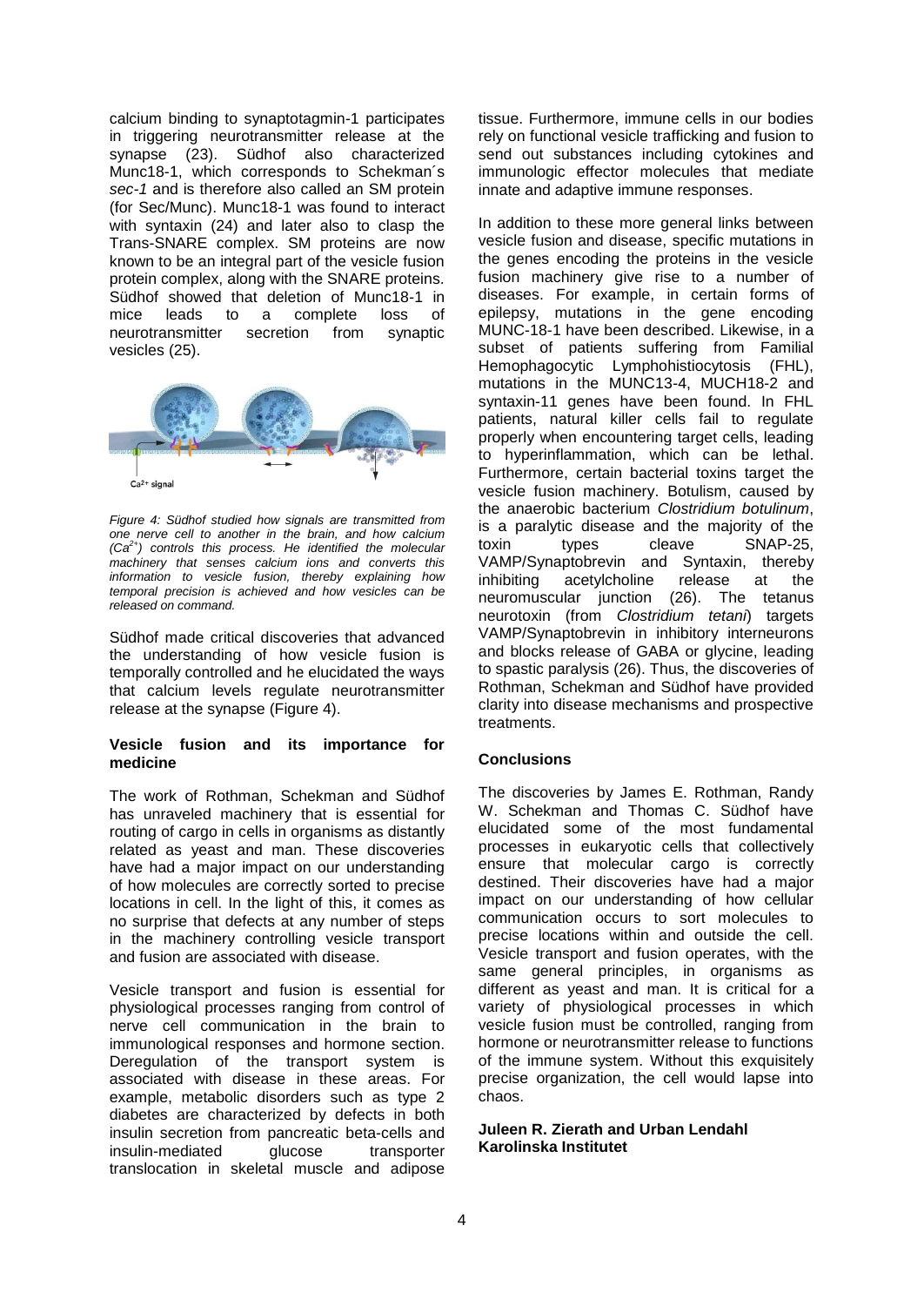calcium binding to synaptotagmin-1 participates in triggering neurotransmitter release at the synapse (23). Südhof also characterized Munc18-1, which corresponds to Schekman´s *sec-1* and is therefore also called an SM protein (for Sec/Munc). Munc18-1 was found to interact with syntaxin (24) and later also to clasp the Trans-SNARE complex. SM proteins are now known to be an integral part of the vesicle fusion protein complex, along with the SNARE proteins. Südhof showed that deletion of Munc18-1 in mice leads to a complete loss of neurotransmitter secretion from synaptic vesicles (25).

*Figure 4: Südhof studied how signals are transmitted from one nerve cell to another in the brain, and how calcium ($Ca^{2+}$) controls this process. He identified the molecular machinery that senses calcium ions and converts this information to vesicle fusion, thereby explaining how temporal precision is achieved and how vesicles can be released on command.*

Südhof made critical discoveries that advanced the understanding of how vesicle fusion is temporally controlled and he elucidated the ways that calcium levels regulate neurotransmitter release at the synapse (Figure 4).

### Vesicle fusion and its importance for medicine

The work of Rothman, Schekman and Südhof has unraveled machinery that is essential for routing of cargo in cells in organisms as distantly related as yeast and man. These discoveries have had a major impact on our understanding of how molecules are correctly sorted to precise locations in cell. In the light of this, it comes as no surprise that defects at any number of steps in the machinery controlling vesicle transport and fusion are associated with disease.

Vesicle transport and fusion is essential for physiological processes ranging from control of nerve cell communication in the brain to immunological responses and hormone section. Deregulation of the transport system is associated with disease in these areas. For example, metabolic disorders such as type 2 diabetes are characterized by defects in both insulin secretion from pancreatic beta-cells and insulin-mediated glucose transporter translocation in skeletal muscle and adipose tissue. Furthermore, immune cells in our bodies rely on functional vesicle trafficking and fusion to send out substances including cytokines and immunologic effector molecules that mediate innate and adaptive immune responses.

In addition to these more general links between vesicle fusion and disease, specific mutations in the genes encoding the proteins in the vesicle fusion machinery give rise to a number of diseases. For example, in certain forms of epilepsy, mutations in the gene encoding MUNC-18-1 have been described. Likewise, in a subset of patients suffering from Familial Hemophagocytic Lymphohistiocytosis (FHL), mutations in the MUNC13-4, MUCH18-2 and syntaxin-11 genes have been found. In FHL patients, natural killer cells fail to regulate properly when encountering target cells, leading to hyperinflammation, which can be lethal. Furthermore, certain bacterial toxins target the vesicle fusion machinery. Botulism, caused by the anaerobic bacterium *Clostridium botulinum*, is a paralytic disease and the majority of the toxin types cleave SNAP-25, VAMP/Synaptobrevin and Syntaxin, thereby inhibiting acetylcholine release at the neuromuscular junction (26). The tetanus neurotoxin (from *Clostridium tetani*) targets VAMP/Synaptobrevin in inhibitory interneurons and blocks release of GABA or glycine, leading to spastic paralysis (26). Thus, the discoveries of Rothman, Schekman and Südhof have provided clarity into disease mechanisms and prospective treatments.

### Conclusions

The discoveries by James E. Rothman, Randy W. Schekman and Thomas C. Südhof have elucidated some of the most fundamental processes in eukaryotic cells that collectively ensure that molecular cargo is correctly destined. Their discoveries have had a major impact on our understanding of how cellular communication occurs to sort molecules to precise locations within and outside the cell. Vesicle transport and fusion operates, with the same general principles, in organisms as different as yeast and man. It is critical for a variety of physiological processes in which vesicle fusion must be controlled, ranging from hormone or neurotransmitter release to functions of the immune system. Without this exquisitely precise organization, the cell would lapse into chaos.

**Juleen R. Zierath and Urban Lendahl**
**Karolinska Institutet**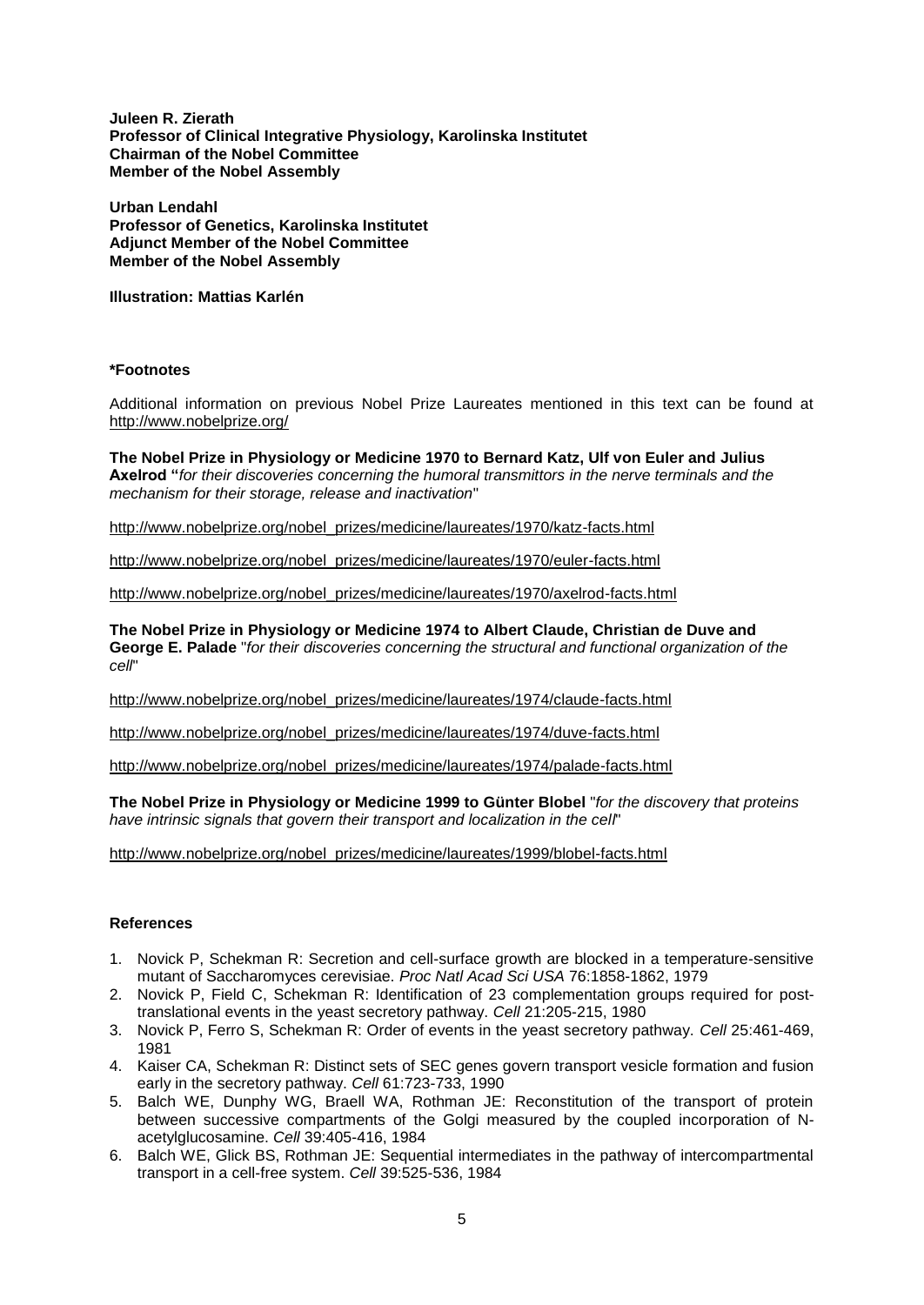**Juleen R. Zierath**
**Professor of Clinical Integrative Physiology, Karolinska Institutet**
**Chairman of the Nobel Committee**
**Member of the Nobel Assembly**

**Urban Lendahl**
**Professor of Genetics, Karolinska Institutet**
**Adjunct Member of the Nobel Committee**
**Member of the Nobel Assembly**

**Illustration: Mattias Karlén**

### *Footnotes

Additional information on previous Nobel Prize Laureates mentioned in this text can be found at http://www.nobelprize.org/

**The Nobel Prize in Physiology or Medicine 1970 to Bernard Katz, Ulf von Euler and Julius Axelrod "***for their discoveries concerning the humoral transmittors in the nerve terminals and the mechanism for their storage, release and inactivation*"

http://www.nobelprize.org/nobel_prizes/medicine/laureates/1970/katz-facts.html

http://www.nobelprize.org/nobel_prizes/medicine/laureates/1970/euler-facts.html

http://www.nobelprize.org/nobel_prizes/medicine/laureates/1970/axelrod-facts.html

**The Nobel Prize in Physiology or Medicine 1974 to Albert Claude, Christian de Duve and George E. Palade** "*for their discoveries concerning the structural and functional organization of the cell*"

http://www.nobelprize.org/nobel_prizes/medicine/laureates/1974/claude-facts.html

http://www.nobelprize.org/nobel_prizes/medicine/laureates/1974/duve-facts.html

http://www.nobelprize.org/nobel_prizes/medicine/laureates/1974/palade-facts.html

**The Nobel Prize in Physiology or Medicine 1999 to Günter Blobel** "*for the discovery that proteins have intrinsic signals that govern their transport and localization in the cell*"

http://www.nobelprize.org/nobel_prizes/medicine/laureates/1999/blobel-facts.html

### References

1. Novick P, Schekman R: Secretion and cell-surface growth are blocked in a temperature-sensitive mutant of Saccharomyces cerevisiae. *Proc Natl Acad Sci USA* 76:1858-1862, 1979
2. Novick P, Field C, Schekman R: Identification of 23 complementation groups required for post-translational events in the yeast secretory pathway. *Cell* 21:205-215, 1980
3. Novick P, Ferro S, Schekman R: Order of events in the yeast secretory pathway. *Cell* 25:461-469, 1981
4. Kaiser CA, Schekman R: Distinct sets of SEC genes govern transport vesicle formation and fusion early in the secretory pathway. *Cell* 61:723-733, 1990
5. Balch WE, Dunphy WG, Braell WA, Rothman JE: Reconstitution of the transport of protein between successive compartments of the Golgi measured by the coupled incorporation of N-acetylglucosamine. *Cell* 39:405-416, 1984
6. Balch WE, Glick BS, Rothman JE: Sequential intermediates in the pathway of intercompartmental transport in a cell-free system. *Cell* 39:525-536, 1984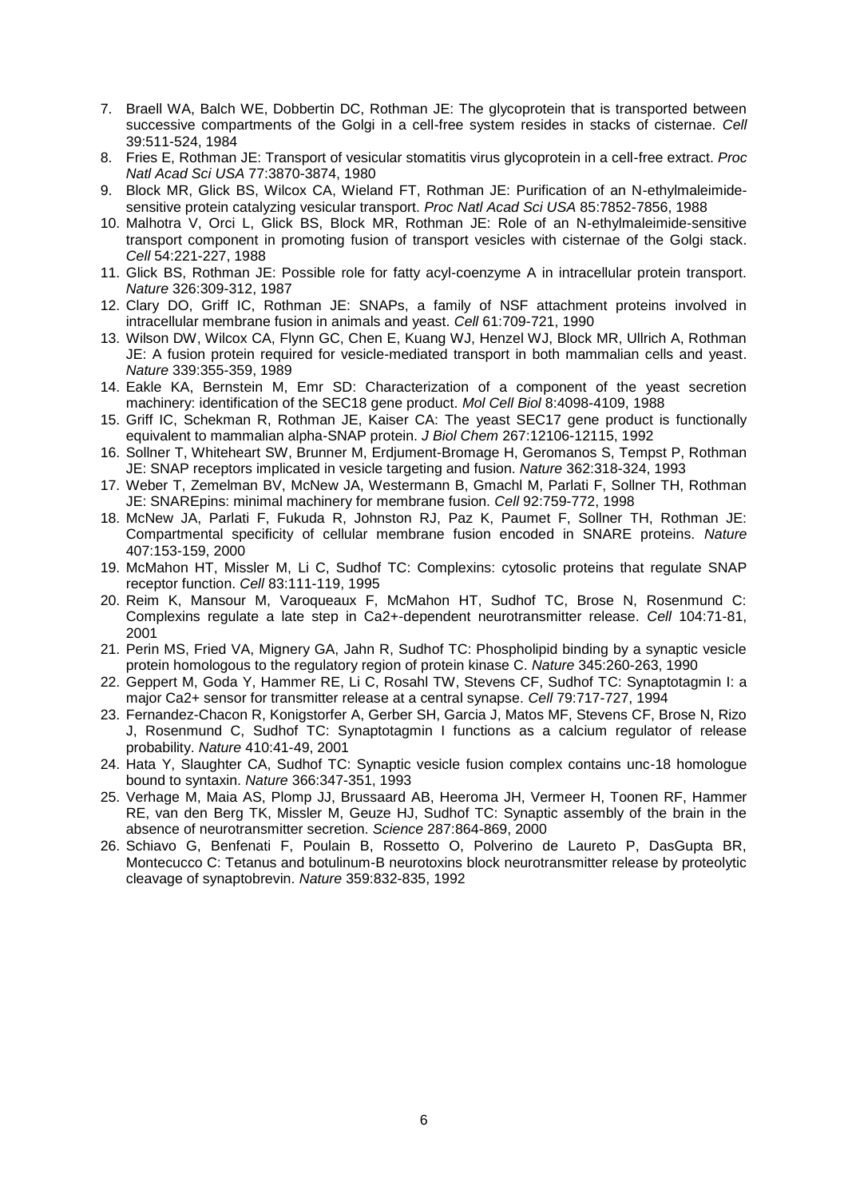7. Braell WA, Balch WE, Dobbertin DC, Rothman JE: The glycoprotein that is transported between successive compartments of the Golgi in a cell-free system resides in stacks of cisternae. *Cell* 39:511-524, 1984
8. Fries E, Rothman JE: Transport of vesicular stomatitis virus glycoprotein in a cell-free extract. *Proc Natl Acad Sci USA* 77:3870-3874, 1980
9. Block MR, Glick BS, Wilcox CA, Wieland FT, Rothman JE: Purification of an N-ethylmaleimide-sensitive protein catalyzing vesicular transport. *Proc Natl Acad Sci USA* 85:7852-7856, 1988
10. Malhotra V, Orci L, Glick BS, Block MR, Rothman JE: Role of an N-ethylmaleimide-sensitive transport component in promoting fusion of transport vesicles with cisternae of the Golgi stack. *Cell* 54:221-227, 1988
11. Glick BS, Rothman JE: Possible role for fatty acyl-coenzyme A in intracellular protein transport. *Nature* 326:309-312, 1987
12. Clary DO, Griff IC, Rothman JE: SNAPs, a family of NSF attachment proteins involved in intracellular membrane fusion in animals and yeast. *Cell* 61:709-721, 1990
13. Wilson DW, Wilcox CA, Flynn GC, Chen E, Kuang WJ, Henzel WJ, Block MR, Ullrich A, Rothman JE: A fusion protein required for vesicle-mediated transport in both mammalian cells and yeast. *Nature* 339:355-359, 1989
14. Eakle KA, Bernstein M, Emr SD: Characterization of a component of the yeast secretion machinery: identification of the SEC18 gene product. *Mol Cell Biol* 8:4098-4109, 1988
15. Griff IC, Schekman R, Rothman JE, Kaiser CA: The yeast SEC17 gene product is functionally equivalent to mammalian alpha-SNAP protein. *J Biol Chem* 267:12106-12115, 1992
16. Sollner T, Whiteheart SW, Brunner M, Erdjument-Bromage H, Geromanos S, Tempst P, Rothman JE: SNAP receptors implicated in vesicle targeting and fusion. *Nature* 362:318-324, 1993
17. Weber T, Zemelman BV, McNew JA, Westermann B, Gmachl M, Parlati F, Sollner TH, Rothman JE: SNAREpins: minimal machinery for membrane fusion. *Cell* 92:759-772, 1998
18. McNew JA, Parlati F, Fukuda R, Johnston RJ, Paz K, Paumet F, Sollner TH, Rothman JE: Compartmental specificity of cellular membrane fusion encoded in SNARE proteins. *Nature* 407:153-159, 2000
19. McMahon HT, Missler M, Li C, Sudhof TC: Complexins: cytosolic proteins that regulate SNAP receptor function. *Cell* 83:111-119, 1995
20. Reim K, Mansour M, Varoqueaux F, McMahon HT, Sudhof TC, Brose N, Rosenmund C: Complexins regulate a late step in Ca2+-dependent neurotransmitter release. *Cell* 104:71-81, 2001
21. Perin MS, Fried VA, Mignery GA, Jahn R, Sudhof TC: Phospholipid binding by a synaptic vesicle protein homologous to the regulatory region of protein kinase C. *Nature* 345:260-263, 1990
22. Geppert M, Goda Y, Hammer RE, Li C, Rosahl TW, Stevens CF, Sudhof TC: Synaptotagmin I: a major Ca2+ sensor for transmitter release at a central synapse. *Cell* 79:717-727, 1994
23. Fernandez-Chacon R, Konigstorfer A, Gerber SH, Garcia J, Matos MF, Stevens CF, Brose N, Rizo J, Rosenmund C, Sudhof TC: Synaptotagmin I functions as a calcium regulator of release probability. *Nature* 410:41-49, 2001
24. Hata Y, Slaughter CA, Sudhof TC: Synaptic vesicle fusion complex contains unc-18 homologue bound to syntaxin. *Nature* 366:347-351, 1993
25. Verhage M, Maia AS, Plomp JJ, Brussaard AB, Heeroma JH, Vermeer H, Toonen RF, Hammer RE, van den Berg TK, Missler M, Geuze HJ, Sudhof TC: Synaptic assembly of the brain in the absence of neurotransmitter secretion. *Science* 287:864-869, 2000
26. Schiavo G, Benfenati F, Poulain B, Rossetto O, Polverino de Laureto P, DasGupta BR, Montecucco C: Tetanus and botulinum-B neurotoxins block neurotransmitter release by proteolytic cleavage of synaptobrevin. *Nature* 359:832-835, 1992